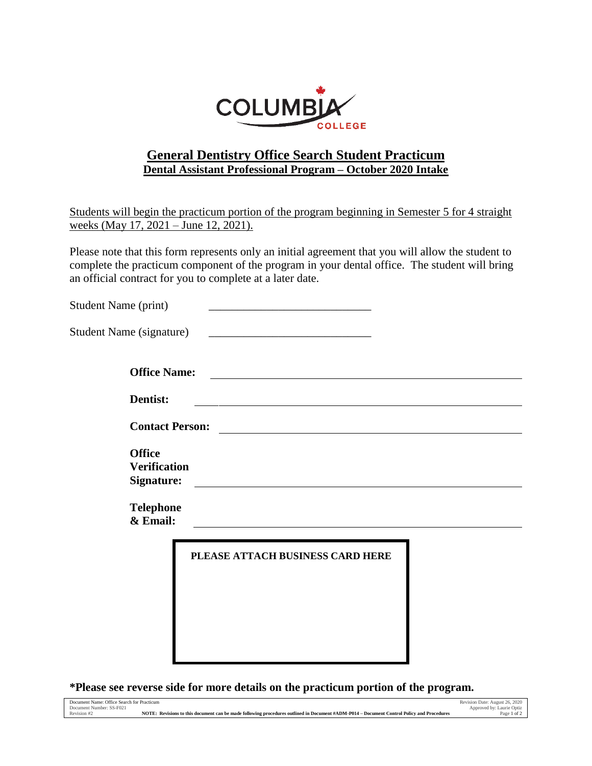COLUMBIA COLLEGE

# General Dentistry Office Search Student Practicum

## Dental Assistant Professional Program – October 2020 Intake

Students will begin the practicum portion of the program beginning in Semester 5 for 4 straight weeks (May 17, 2021 – June 12, 2021).

Please note that this form represents only an initial agreement that you will allow the student to complete the practicum component of the program in your dental office. The student will bring an official contract for you to complete at a later date.

Student Name (print) ____________________________

Student Name (signature) ____________________________

**Office Name:** ____________________________

**Dentist:** ____________________________

**Contact Person:** ____________________________

**Office Verification Signature:** ____________________________

**Telephone & Email:** ____________________________

**PLEASE ATTACH BUSINESS CARD HERE**

**\*Please see reverse side for more details on the practicum portion of the program.**

Document Name: Office Search for Practicum
Document Number: SS-F021
Revision #2

**NOTE: Revisions to this document can be made following procedures outlined in Document #ADM-P014 – Document Control Policy and Procedures**

Revision Date: August 26, 2020
Approved by: Laurie Optiz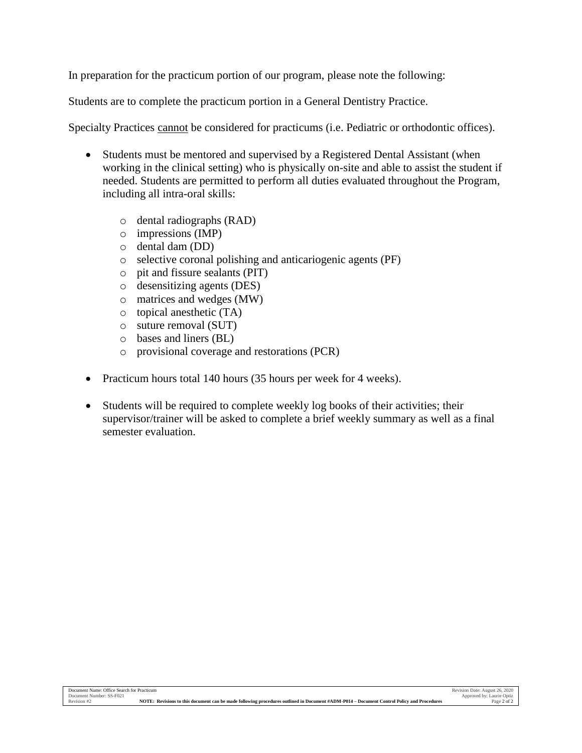In preparation for the practicum portion of our program, please note the following:

Students are to complete the practicum portion in a General Dentistry Practice.

Specialty Practices <u>cannot</u> be considered for practicums (i.e. Pediatric or orthodontic offices).

- Students must be mentored and supervised by a Registered Dental Assistant (when working in the clinical setting) who is physically on-site and able to assist the student if needed. Students are permitted to perform all duties evaluated throughout the Program, including all intra-oral skills:
    - dental radiographs (RAD)
    - impressions (IMP)
    - dental dam (DD)
    - selective coronal polishing and anticariogenic agents (PF)
    - pit and fissure sealants (PIT)
    - desensitizing agents (DES)
    - matrices and wedges (MW)
    - topical anesthetic (TA)
    - suture removal (SUT)
    - bases and liners (BL)
    - provisional coverage and restorations (PCR)

- Practicum hours total 140 hours (35 hours per week for 4 weeks).

- Students will be required to complete weekly log books of their activities; their supervisor/trainer will be asked to complete a brief weekly summary as well as a final semester evaluation.